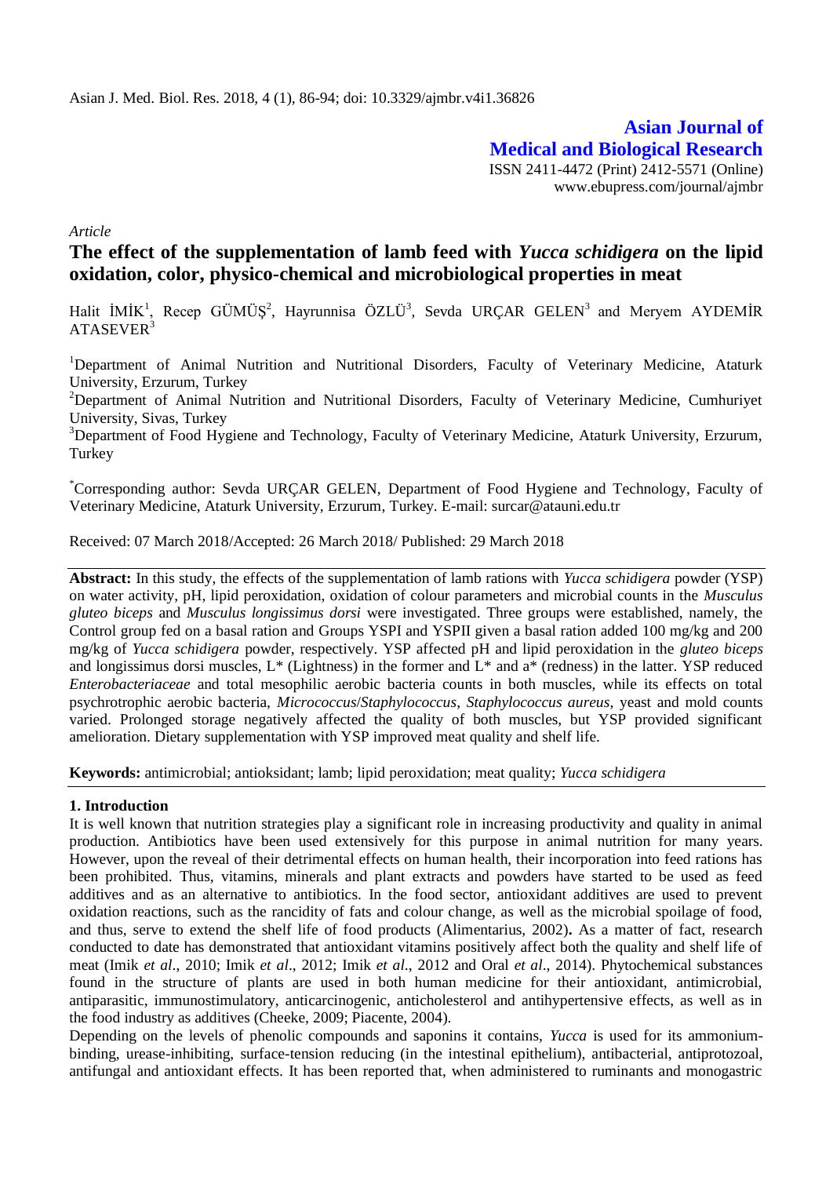Asian J. Med. Biol. Res. 2018, 4 (1), 86-94; doi: 10.3329/ajmbr.v4i1.36826

**Asian Journal of Medical and Biological Research**

ISSN 2411-4472 (Print) 2412-5571 (Online)
www.ebupress.com/journal/ajmbr

*Article*

# The effect of the supplementation of lamb feed with *Yucca schidigera* on the lipid oxidation, color, physico-chemical and microbiological properties in meat

Halit İMİK[1], Recep GÜMÜŞ[2], Hayrunnisa ÖZLÜ[3], Sevda URÇAR GELEN[3] and Meryem AYDEMİR ATASEVER[3]

[1]Department of Animal Nutrition and Nutritional Disorders, Faculty of Veterinary Medicine, Ataturk University, Erzurum, Turkey

[2]Department of Animal Nutrition and Nutritional Disorders, Faculty of Veterinary Medicine, Cumhuriyet University, Sivas, Turkey

[3]Department of Food Hygiene and Technology, Faculty of Veterinary Medicine, Ataturk University, Erzurum, Turkey

[*]Corresponding author: Sevda URÇAR GELEN, Department of Food Hygiene and Technology, Faculty of Veterinary Medicine, Ataturk University, Erzurum, Turkey. E-mail: surcar@atauni.edu.tr

Received: 07 March 2018/Accepted: 26 March 2018/ Published: 29 March 2018

**Abstract:** In this study, the effects of the supplementation of lamb rations with *Yucca schidigera* powder (YSP) on water activity, pH, lipid peroxidation, oxidation of colour parameters and microbial counts in the *Musculus gluteo biceps* and *Musculus longissimus dorsi* were investigated. Three groups were established, namely, the Control group fed on a basal ration and Groups YSPI and YSPII given a basal ration added 100 mg/kg and 200 mg/kg of *Yucca schidigera* powder, respectively. YSP affected pH and lipid peroxidation in the *gluteo biceps* and longissimus dorsi muscles, L* (Lightness) in the former and L* and a* (redness) in the latter. YSP reduced *Enterobacteriaceae* and total mesophilic aerobic bacteria counts in both muscles, while its effects on total psychrotrophic aerobic bacteria, *Micrococcus*/*Staphylococcus*, *Staphylococcus aureus*, yeast and mold counts varied. Prolonged storage negatively affected the quality of both muscles, but YSP provided significant amelioration. Dietary supplementation with YSP improved meat quality and shelf life.

**Keywords:** antimicrobial; antioksidant; lamb; lipid peroxidation; meat quality; *Yucca schidigera*

## 1. Introduction

It is well known that nutrition strategies play a significant role in increasing productivity and quality in animal production. Antibiotics have been used extensively for this purpose in animal nutrition for many years. However, upon the reveal of their detrimental effects on human health, their incorporation into feed rations has been prohibited. Thus, vitamins, minerals and plant extracts and powders have started to be used as feed additives and as an alternative to antibiotics. In the food sector, antioxidant additives are used to prevent oxidation reactions, such as the rancidity of fats and colour change, as well as the microbial spoilage of food, and thus, serve to extend the shelf life of food products (Alimentarius, 2002)**.** As a matter of fact, research conducted to date has demonstrated that antioxidant vitamins positively affect both the quality and shelf life of meat (Imik *et al*., 2010; Imik *et al*., 2012; Imik *et al*., 2012 and Oral *et al*., 2014). Phytochemical substances found in the structure of plants are used in both human medicine for their antioxidant, antimicrobial, antiparasitic, immunostimulatory, anticarcinogenic, anticholesterol and antihypertensive effects, as well as in the food industry as additives (Cheeke, 2009; Piacente, 2004).

Depending on the levels of phenolic compounds and saponins it contains, *Yucca* is used for its ammonium-binding, urease-inhibiting, surface-tension reducing (in the intestinal epithelium), antibacterial, antiprotozoal, antifungal and antioxidant effects. It has been reported that, when administered to ruminants and monogastric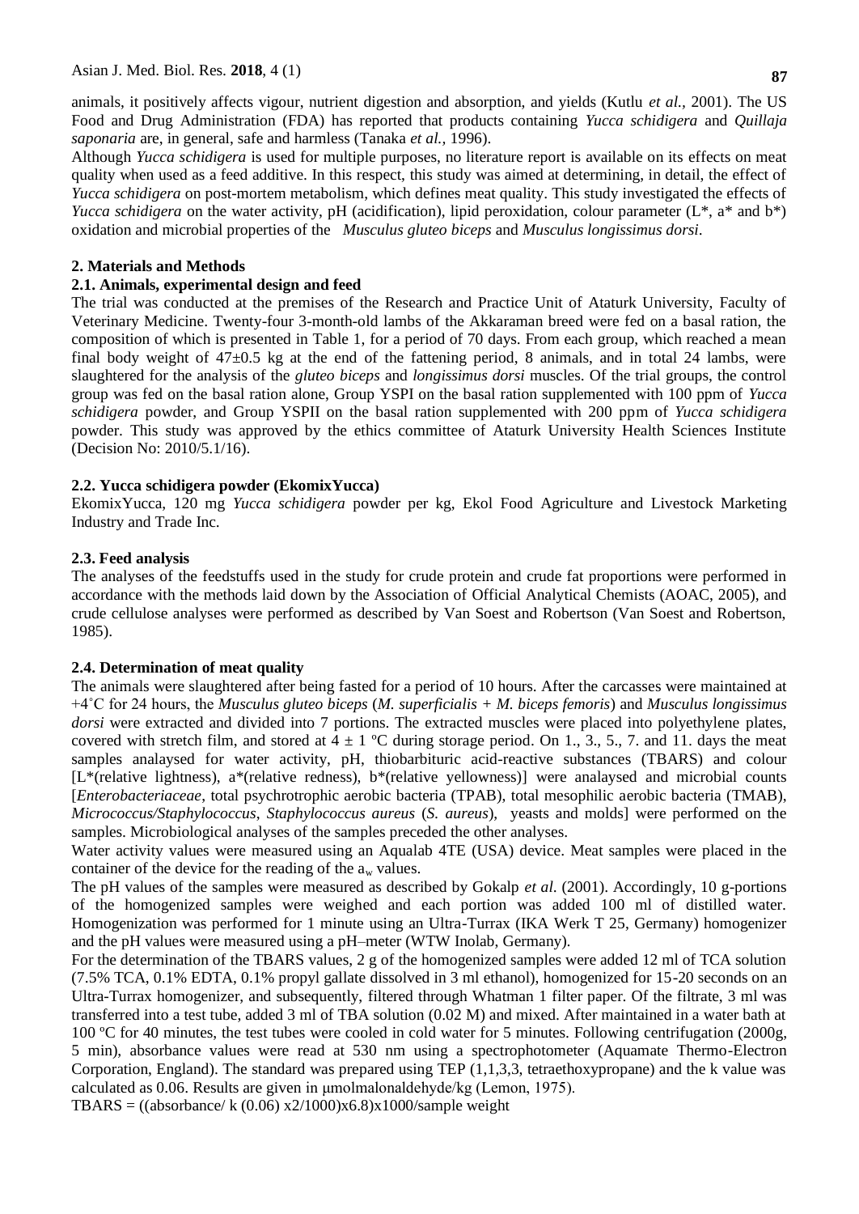animals, it positively affects vigour, nutrient digestion and absorption, and yields (Kutlu *et al.*, 2001). The US Food and Drug Administration (FDA) has reported that products containing *Yucca schidigera* and *Quillaja saponaria* are, in general, safe and harmless (Tanaka *et al.*, 1996).

Although *Yucca schidigera* is used for multiple purposes, no literature report is available on its effects on meat quality when used as a feed additive. In this respect, this study was aimed at determining, in detail, the effect of *Yucca schidigera* on post-mortem metabolism, which defines meat quality. This study investigated the effects of *Yucca schidigera* on the water activity, pH (acidification), lipid peroxidation, colour parameter (L*, a* and b*) oxidation and microbial properties of the *Musculus gluteo biceps* and *Musculus longissimus dorsi*.

## 2. Materials and Methods

### 2.1. Animals, experimental design and feed

The trial was conducted at the premises of the Research and Practice Unit of Ataturk University, Faculty of Veterinary Medicine. Twenty-four 3-month-old lambs of the Akkaraman breed were fed on a basal ration, the composition of which is presented in Table 1, for a period of 70 days. From each group, which reached a mean final body weight of 47±0.5 kg at the end of the fattening period, 8 animals, and in total 24 lambs, were slaughtered for the analysis of the *gluteo biceps* and *longissimus dorsi* muscles. Of the trial groups, the control group was fed on the basal ration alone, Group YSPI on the basal ration supplemented with 100 ppm of *Yucca schidigera* powder, and Group YSPII on the basal ration supplemented with 200 ppm of *Yucca schidigera* powder. This study was approved by the ethics committee of Ataturk University Health Sciences Institute (Decision No: 2010/5.1/16).

### 2.2. Yucca schidigera powder (EkomixYucca)

EkomixYucca, 120 mg *Yucca schidigera* powder per kg, Ekol Food Agriculture and Livestock Marketing Industry and Trade Inc.

### 2.3. Feed analysis

The analyses of the feedstuffs used in the study for crude protein and crude fat proportions were performed in accordance with the methods laid down by the Association of Official Analytical Chemists (AOAC, 2005), and crude cellulose analyses were performed as described by Van Soest and Robertson (Van Soest and Robertson, 1985).

### 2.4. Determination of meat quality

The animals were slaughtered after being fasted for a period of 10 hours. After the carcasses were maintained at +4˚C for 24 hours, the *Musculus gluteo biceps* (*M. superficialis + M. biceps femoris*) and *Musculus longissimus dorsi* were extracted and divided into 7 portions. The extracted muscles were placed into polyethylene plates, covered with stretch film, and stored at 4 ± 1 ºC during storage period. On 1., 3., 5., 7. and 11. days the meat samples analysaled for water activity, pH, thiobarbituric acid-reactive substances (TBARS) and colour [L*(relative lightness), a*(relative redness), b*(relative yellowness)] were analysed and microbial counts [*Enterobacteriaceae*, total psychrotrophic aerobic bacteria (TPAB), total mesophilic aerobic bacteria (TMAB), *Micrococcus/Staphylococcus*, *Staphylococcus aureus* (*S. aureus*), yeasts and molds] were performed on the samples. Microbiological analyses of the samples preceded the other analyses.

Water activity values were measured using an Aqualab 4TE (USA) device. Meat samples were placed in the container of the device for the reading of the $a_w$ values.

The pH values of the samples were measured as described by Gokalp *et al.* (2001). Accordingly, 10 g-portions of the homogenized samples were weighed and each portion was added 100 ml of distilled water. Homogenization was performed for 1 minute using an Ultra-Turrax (IKA Werk T 25, Germany) homogenizer and the pH values were measured using a pH–meter (WTW Inolab, Germany).

For the determination of the TBARS values, 2 g of the homogenized samples were added 12 ml of TCA solution (7.5% TCA, 0.1% EDTA, 0.1% propyl gallate dissolved in 3 ml ethanol), homogenized for 15-20 seconds on an Ultra-Turrax homogenizer, and subsequently, filtered through Whatman 1 filter paper. Of the filtrate, 3 ml was transferred into a test tube, added 3 ml of TBA solution (0.02 M) and mixed. After maintained in a water bath at 100 ºC for 40 minutes, the test tubes were cooled in cold water for 5 minutes. Following centrifugation (2000g, 5 min), absorbance values were read at 530 nm using a spectrophotometer (Aquamate Thermo-Electron Corporation, England). The standard was prepared using TEP (1,1,3,3, tetraethoxypropane) and the k value was calculated as 0.06. Results are given in μmolmalonaldehyde/kg (Lemon, 1975).

$$\text{TBARS} = ((\text{absorbance}/\ k\ (0.06) \times 2/1000) \times 6.8) \times 1000/\text{sample weight}$$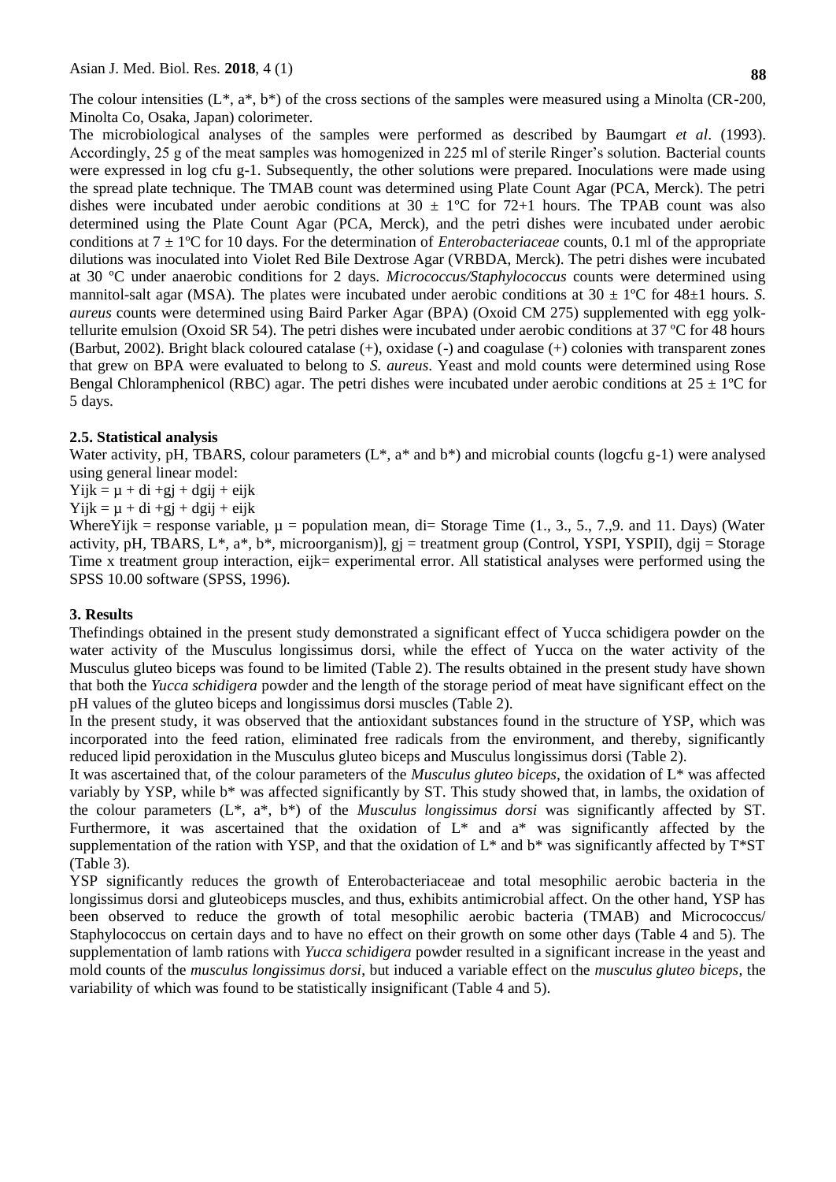The colour intensities (L*, a*, b*) of the cross sections of the samples were measured using a Minolta (CR-200, Minolta Co, Osaka, Japan) colorimeter.

The microbiological analyses of the samples were performed as described by Baumgart *et al*. (1993). Accordingly, 25 g of the meat samples was homogenized in 225 ml of sterile Ringer's solution. Bacterial counts were expressed in log cfu g-1. Subsequently, the other solutions were prepared. Inoculations were made using the spread plate technique. The TMAB count was determined using Plate Count Agar (PCA, Merck). The petri dishes were incubated under aerobic conditions at 30 ± 1ºC for 72+1 hours. The TPAB count was also determined using the Plate Count Agar (PCA, Merck), and the petri dishes were incubated under aerobic conditions at 7 ± 1ºC for 10 days. For the determination of *Enterobacteriaceae* counts, 0.1 ml of the appropriate dilutions was inoculated into Violet Red Bile Dextrose Agar (VRBDA, Merck). The petri dishes were incubated at 30 ºC under anaerobic conditions for 2 days. *Micrococcus/Staphylococcus* counts were determined using mannitol-salt agar (MSA). The plates were incubated under aerobic conditions at 30 ± 1ºC for 48±1 hours. *S. aureus* counts were determined using Baird Parker Agar (BPA) (Oxoid CM 275) supplemented with egg yolk-tellurite emulsion (Oxoid SR 54). The petri dishes were incubated under aerobic conditions at 37 ºC for 48 hours (Barbut, 2002). Bright black coloured catalase (+), oxidase (-) and coagulase (+) colonies with transparent zones that grew on BPA were evaluated to belong to *S. aureus*. Yeast and mold counts were determined using Rose Bengal Chloramphenicol (RBC) agar. The petri dishes were incubated under aerobic conditions at 25 ± 1ºC for 5 days.

### 2.5. Statistical analysis

Water activity, pH, TBARS, colour parameters (L*, a* and b*) and microbial counts (logcfu g-1) were analysed using general linear model:

$Y_{ijk} = \mu + d_i + g_j + dg_{ij} + e_{ijk}$

$Y_{ijk} = \mu + d_i + g_j + dg_{ij} + e_{ijk}$

Where $Y_{ijk}$ = response variable, $\mu$ = population mean, $d_i$ = Storage Time (1., 3., 5., 7.,9. and 11. Days) (Water activity, pH, TBARS, L*, a*, b*, microorganism)], $g_j$ = treatment group (Control, YSPI, YSPII), $dg_{ij}$ = Storage Time x treatment group interaction, $e_{ijk}$= experimental error. All statistical analyses were performed using the SPSS 10.00 software (SPSS, 1996).

## 3. Results

Thefindings obtained in the present study demonstrated a significant effect of Yucca schidigera powder on the water activity of the Musculus longissimus dorsi, while the effect of Yucca on the water activity of the Musculus gluteo biceps was found to be limited (Table 2). The results obtained in the present study have shown that both the *Yucca schidigera* powder and the length of the storage period of meat have significant effect on the pH values of the gluteo biceps and longissimus dorsi muscles (Table 2).

In the present study, it was observed that the antioxidant substances found in the structure of YSP, which was incorporated into the feed ration, eliminated free radicals from the environment, and thereby, significantly reduced lipid peroxidation in the Musculus gluteo biceps and Musculus longissimus dorsi (Table 2).

It was ascertained that, of the colour parameters of the *Musculus gluteo biceps*, the oxidation of L* was affected variably by YSP, while b* was affected significantly by ST. This study showed that, in lambs, the oxidation of the colour parameters (L*, a*, b*) of the *Musculus longissimus dorsi* was significantly affected by ST. Furthermore, it was ascertained that the oxidation of L* and a* was significantly affected by the supplementation of the ration with YSP, and that the oxidation of L* and b* was significantly affected by T*ST (Table 3).

YSP significantly reduces the growth of Enterobacteriaceae and total mesophilic aerobic bacteria in the longissimus dorsi and gluteobiceps muscles, and thus, exhibits antimicrobial affect. On the other hand, YSP has been observed to reduce the growth of total mesophilic aerobic bacteria (TMAB) and Micrococcus/ Staphylococcus on certain days and to have no effect on their growth on some other days (Table 4 and 5). The supplementation of lamb rations with *Yucca schidigera* powder resulted in a significant increase in the yeast and mold counts of the *musculus longissimus dorsi*, but induced a variable effect on the *musculus gluteo biceps*, the variability of which was found to be statistically insignificant (Table 4 and 5).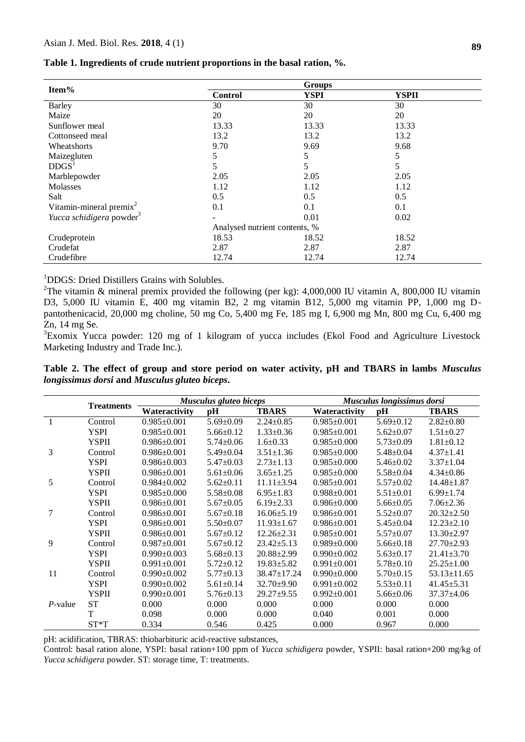**Table 1. Ingredients of crude nutrient proportions in the basal ration, %.**

| Item% | Groups | | |
|---|---|---|---|
| | Control | YSPI | YSPII |
| Barley | 30 | 30 | 30 |
| Maize | 20 | 20 | 20 |
| Sunflower meal | 13.33 | 13.33 | 13.33 |
| Cottonseed meal | 13.2 | 13.2 | 13.2 |
| Wheatshorts | 9.70 | 9.69 | 9.68 |
| Maizegluten | 5 | 5 | 5 |
| DDGS[1] | 5 | 5 | 5 |
| Marblepowder | 2.05 | 2.05 | 2.05 |
| Molasses | 1.12 | 1.12 | 1.12 |
| Salt | 0.5 | 0.5 | 0.5 |
| Vitamin-mineral premix[2] | 0.1 | 0.1 | 0.1 |
| *Yucca schidigera* powder[3] | - | 0.01 | 0.02 |
| | Analysed nutrient contents, % | | |
| Crudeprotein | 18.53 | 18.52 | 18.52 |
| Crudefat | 2.87 | 2.87 | 2.87 |
| Crudefibre | 12.74 | 12.74 | 12.74 |

[1]DDGS: Dried Distillers Grains with Solubles.

[2]The vitamin & mineral premix provided the following (per kg): 4,000,000 IU vitamin A, 800,000 IU vitamin D3, 5,000 IU vitamin E, 400 mg vitamin B2, 2 mg vitamin B12, 5,000 mg vitamin PP, 1,000 mg D-pantothenicacid, 20,000 mg choline, 50 mg Co, 5,400 mg Fe, 185 mg I, 6,900 mg Mn, 800 mg Cu, 6,400 mg Zn, 14 mg Se.

[3]Exomix Yucca powder: 120 mg of 1 kilogram of yucca includes (Ekol Food and Agriculture Livestock Marketing Industry and Trade Inc.).

**Table 2. The effect of group and store period on water activity, pH and TBARS in lambs *Musculus longissimus dorsi* and *Musculus gluteo biceps*.**

| | Treatments | *Musculus gluteo biceps* | | | *Musculus longissimus dorsi* | | |
|---|---|---|---|---|---|---|---|
| | | Wateractivity | pH | TBARS | Wateractivity | pH | TBARS |
| 1 | Control | 0.985±0.001 | 5.69±0.09 | 2.24±0.85 | 0.985±0.001 | 5.69±0.12 | 2.82±0.80 |
| | YSPI | 0.985±0.001 | 5.66±0.12 | 1.33±0.36 | 0.985±0.001 | 5.62±0.07 | 1.51±0.27 |
| | YSPII | 0.986±0.001 | 5.74±0.06 | 1.6±0.33 | 0.985±0.000 | 5.73±0.09 | 1.81±0.12 |
| 3 | Control | 0.986±0.001 | 5.49±0.04 | 3.51±1.36 | 0.985±0.000 | 5.48±0.04 | 4.37±1.41 |
| | YSPI | 0.986±0.003 | 5.47±0.03 | 2.73±1.13 | 0.985±0.000 | 5.46±0.02 | 3.37±1.04 |
| | YSPII | 0.986±0.001 | 5.61±0.06 | 3.65±1.25 | 0.985±0.000 | 5.58±0.04 | 4.34±0.86 |
| 5 | Control | 0.984±0.002 | 5.62±0.11 | 11.11±3.94 | 0.985±0.001 | 5.57±0.02 | 14.48±1.87 |
| | YSPI | 0.985±0.000 | 5.58±0.08 | 6.95±1.83 | 0.988±0.001 | 5.51±0.01 | 6.99±1.74 |
| | YSPII | 0.986±0.001 | 5.67±0.05 | 6.19±2.33 | 0.986±0.000 | 5.66±0.05 | 7.06±2.36 |
| 7 | Control | 0.986±0.001 | 5.67±0.18 | 16.06±5.19 | 0.986±0.001 | 5.52±0.07 | 20.32±2.50 |
| | YSPI | 0.986±0.001 | 5.50±0.07 | 11.93±1.67 | 0.986±0.001 | 5.45±0.04 | 12.23±2.10 |
| | YSPII | 0.986±0.001 | 5.67±0.12 | 12.26±2.31 | 0.985±0.001 | 5.57±0.07 | 13.30±2.97 |
| 9 | Control | 0.987±0.001 | 5.67±0.12 | 23.42±5.13 | 0.989±0.000 | 5.66±0.18 | 27.70±2.93 |
| | YSPI | 0.990±0.003 | 5.68±0.13 | 20.88±2.99 | 0.990±0.002 | 5.63±0.17 | 21.41±3.70 |
| | YSPII | 0.991±0.001 | 5.72±0.12 | 19.83±5.82 | 0.991±0.001 | 5.78±0.10 | 25.25±1.00 |
| 11 | Control | 0.990±0.002 | 5.77±0.13 | 38.47±17.24 | 0.990±0.000 | 5.70±0.15 | 53.13±11.65 |
| | YSPI | 0.990±0.002 | 5.61±0.14 | 32.70±9.90 | 0.991±0.002 | 5.53±0.11 | 41.45±5.31 |
| | YSPII | 0.990±0.001 | 5.76±0.13 | 29.27±9.55 | 0.992±0.001 | 5.66±0.06 | 37.37±4.06 |
| *P*-value | ST | 0.000 | 0.000 | 0.000 | 0.000 | 0.000 | 0.000 |
| | T | 0.098 | 0.000 | 0.000 | 0.040 | 0.001 | 0.000 |
| | ST*T | 0.334 | 0.546 | 0.425 | 0.000 | 0.967 | 0.000 |

pH: acidification, TBRAS: thiobarbituric acid-reactive substances,

Control: basal ration alone, YSPI: basal ration+100 ppm of *Yucca schidigera* powder, YSPII: basal ration+200 mg/kg of *Yucca schidigera* powder. ST: storage time, T: treatments.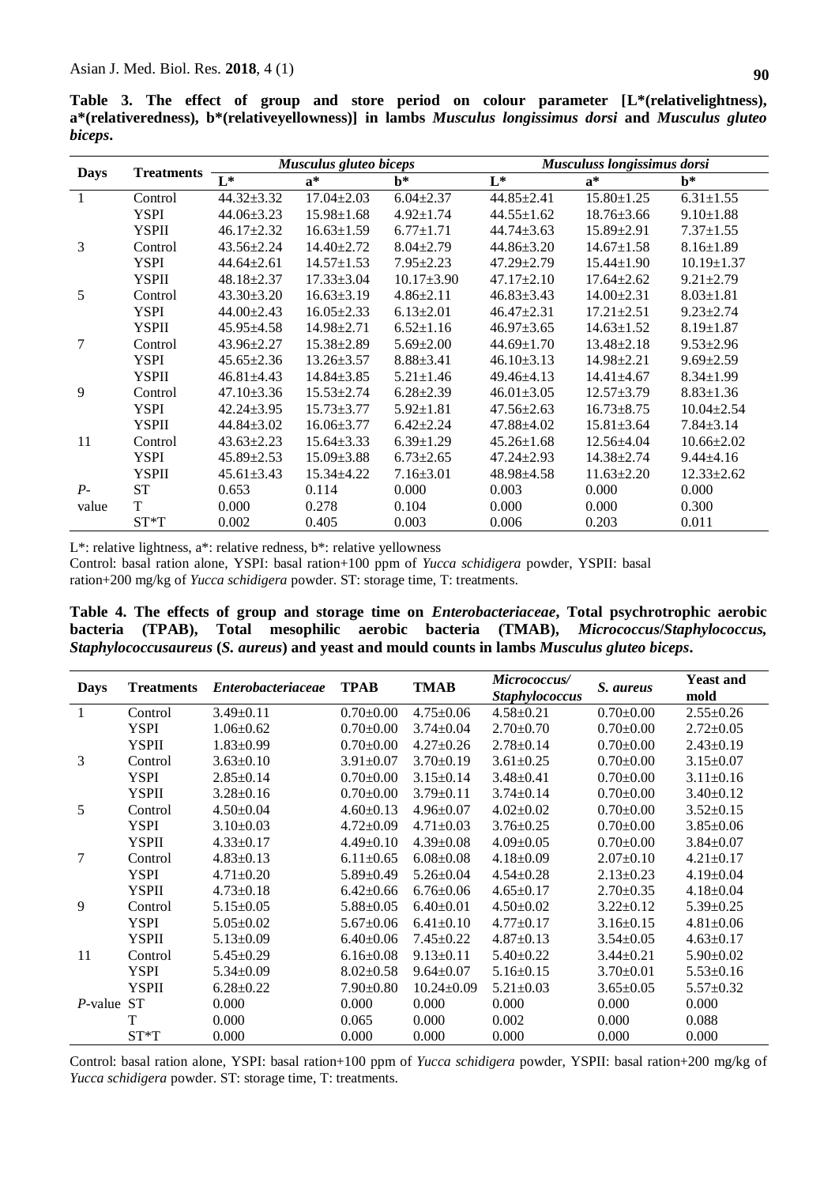**Table 3. The effect of group and store period on colour parameter [L*(relativelightness), a*(relativeredness), b*(relativeyellowness)] in lambs *Musculus longissimus dorsi* and *Musculus gluteo biceps*.**

| Days | Treatments | *Musculus gluteo biceps* | | | *Musculuss longissimus dorsi* | | |
|---|---|---|---|---|---|---|---|
| | | L* | a* | b* | L* | a* | b* |
| 1 | Control | 44.32±3.32 | 17.04±2.03 | 6.04±2.37 | 44.85±2.41 | 15.80±1.25 | 6.31±1.55 |
| | YSPI | 44.06±3.23 | 15.98±1.68 | 4.92±1.74 | 44.55±1.62 | 18.76±3.66 | 9.10±1.88 |
| | YSPII | 46.17±2.32 | 16.63±1.59 | 6.77±1.71 | 44.74±3.63 | 15.89±2.91 | 7.37±1.55 |
| 3 | Control | 43.56±2.24 | 14.40±2.72 | 8.04±2.79 | 44.86±3.20 | 14.67±1.58 | 8.16±1.89 |
| | YSPI | 44.64±2.61 | 14.57±1.53 | 7.95±2.23 | 47.29±2.79 | 15.44±1.90 | 10.19±1.37 |
| | YSPII | 48.18±2.37 | 17.33±3.04 | 10.17±3.90 | 47.17±2.10 | 17.64±2.62 | 9.21±2.79 |
| 5 | Control | 43.30±3.20 | 16.63±3.19 | 4.86±2.11 | 46.83±3.43 | 14.00±3.21 | 8.03±1.81 |
| | YSPI | 44.00±2.43 | 16.05±2.33 | 6.13±2.01 | 46.47±2.31 | 17.21±2.51 | 9.23±2.74 |
| | YSPII | 45.95±4.58 | 14.98±2.71 | 6.52±1.16 | 46.97±3.65 | 14.63±1.52 | 8.19±1.87 |
| 7 | Control | 43.96±2.27 | 15.38±2.89 | 5.69±2.00 | 44.69±1.70 | 13.48±2.18 | 9.53±2.96 |
| | YSPI | 45.65±2.36 | 13.26±3.57 | 8.88±3.41 | 46.10±3.13 | 14.98±2.21 | 9.69±2.59 |
| | YSPII | 46.81±4.43 | 14.84±3.85 | 5.21±1.46 | 49.46±4.13 | 14.41±4.67 | 8.34±1.99 |
| 9 | Control | 47.10±3.36 | 15.53±2.74 | 6.28±2.39 | 46.01±3.05 | 12.57±3.79 | 8.83±1.36 |
| | YSPI | 42.24±3.95 | 15.73±3.77 | 5.92±1.81 | 47.56±2.63 | 16.73±8.75 | 10.04±2.54 |
| | YSPII | 44.84±3.02 | 16.06±3.77 | 6.42±2.24 | 47.88±4.02 | 15.81±3.64 | 7.84±3.14 |
| 11 | Control | 43.63±2.23 | 15.64±3.33 | 6.39±1.29 | 45.26±1.68 | 12.56±4.04 | 10.66±2.02 |
| | YSPI | 45.89±2.53 | 15.09±3.88 | 6.73±2.65 | 47.24±2.93 | 14.38±2.74 | 9.44±4.16 |
| | YSPII | 45.61±3.43 | 15.34±4.22 | 7.16±3.01 | 48.98±4.58 | 11.63±2.20 | 12.33±2.62 |
| *P*-value | ST | 0.653 | 0.114 | 0.000 | 0.003 | 0.000 | 0.000 |
| | T | 0.000 | 0.278 | 0.104 | 0.000 | 0.000 | 0.300 |
| | ST*T | 0.002 | 0.405 | 0.003 | 0.006 | 0.203 | 0.011 |

L*: relative lightness, a*: relative redness, b*: relative yellowness
Control: basal ration alone, YSPI: basal ration+100 ppm of *Yucca schidigera* powder, YSPII: basal ration+200 mg/kg of *Yucca schidigera* powder. ST: storage time, T: treatments.

**Table 4. The effects of group and storage time on *Enterobacteriaceae*, Total psychrotrophic aerobic bacteria (TPAB), Total mesophilic aerobic bacteria (TMAB), *Micrococcus/Staphylococcus, Staphylococcusaureus* (*S. aureus*) and yeast and mould counts in lambs *Musculus gluteo biceps*.**

| Days | Treatments | *Enterobacteriaceae* | TPAB | TMAB | *Micrococcus/ Staphylococcus* | *S. aureus* | Yeast and mold |
|---|---|---|---|---|---|---|---|
| 1 | Control | 3.49±0.11 | 0.70±0.00 | 4.75±0.06 | 4.58±0.21 | 0.70±0.00 | 2.55±0.26 |
| | YSPI | 1.06±0.62 | 0.70±0.00 | 3.74±0.04 | 2.70±0.70 | 0.70±0.00 | 2.72±0.05 |
| | YSPII | 1.83±0.99 | 0.70±0.00 | 4.27±0.26 | 2.78±0.14 | 0.70±0.00 | 2.43±0.19 |
| 3 | Control | 3.63±0.10 | 3.91±0.07 | 3.70±0.19 | 3.61±0.25 | 0.70±0.00 | 3.15±0.07 |
| | YSPI | 2.85±0.14 | 0.70±0.00 | 3.15±0.14 | 3.48±0.41 | 0.70±0.00 | 3.11±0.16 |
| | YSPII | 3.28±0.16 | 0.70±0.00 | 3.79±0.11 | 3.74±0.14 | 0.70±0.00 | 3.40±0.12 |
| 5 | Control | 4.50±0.04 | 4.60±0.13 | 4.96±0.07 | 4.02±0.02 | 0.70±0.00 | 3.52±0.15 |
| | YSPI | 3.10±0.03 | 4.72±0.09 | 4.71±0.03 | 3.76±0.25 | 0.70±0.00 | 3.85±0.06 |
| | YSPII | 4.33±0.17 | 4.49±0.10 | 4.39±0.08 | 4.09±0.05 | 0.70±0.00 | 3.84±0.07 |
| 7 | Control | 4.83±0.13 | 6.11±0.65 | 6.08±0.08 | 4.18±0.09 | 2.07±0.10 | 4.21±0.17 |
| | YSPI | 4.71±0.20 | 5.89±0.49 | 5.26±0.04 | 4.54±0.28 | 2.13±0.23 | 4.19±0.04 |
| | YSPII | 4.73±0.18 | 6.42±0.66 | 6.76±0.06 | 4.65±0.17 | 2.70±0.35 | 4.18±0.04 |
| 9 | Control | 5.15±0.05 | 5.88±0.05 | 6.40±0.01 | 4.50±0.02 | 3.22±0.12 | 5.39±0.25 |
| | YSPI | 5.05±0.02 | 5.67±0.06 | 6.41±0.10 | 4.77±0.17 | 3.16±0.15 | 4.81±0.06 |
| | YSPII | 5.13±0.09 | 6.40±0.06 | 7.45±0.22 | 4.87±0.13 | 3.54±0.05 | 4.63±0.17 |
| 11 | Control | 5.45±0.29 | 6.16±0.08 | 9.13±0.11 | 5.40±0.22 | 3.44±0.21 | 5.90±0.02 |
| | YSPI | 5.34±0.09 | 8.02±0.58 | 9.64±0.07 | 5.16±0.15 | 3.70±0.01 | 5.53±0.16 |
| | YSPII | 6.28±0.22 | 7.90±0.80 | 10.24±0.09 | 5.21±0.03 | 3.65±0.05 | 5.57±0.32 |
| *P*-value | ST | 0.000 | 0.000 | 0.000 | 0.000 | 0.000 | 0.000 |
| | T | 0.000 | 0.065 | 0.000 | 0.002 | 0.000 | 0.088 |
| | ST*T | 0.000 | 0.000 | 0.000 | 0.000 | 0.000 | 0.000 |

Control: basal ration alone, YSPI: basal ration+100 ppm of *Yucca schidigera* powder, YSPII: basal ration+200 mg/kg of *Yucca schidigera* powder. ST: storage time, T: treatments.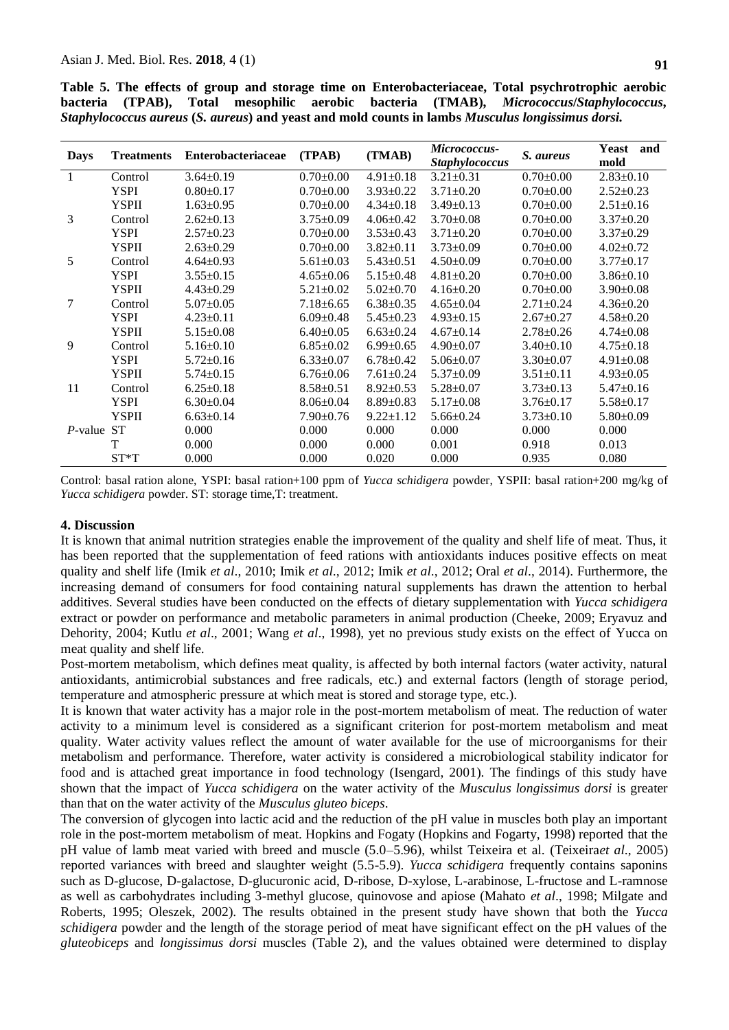**Table 5. The effects of group and storage time on Enterobacteriaceae, Total psychrotrophic aerobic bacteria (TPAB), Total mesophilic aerobic bacteria (TMAB), *Micrococcus/Staphylococcus*, *Staphylococcus aureus* (*S. aureus*) and yeast and mold counts in lambs *Musculus longissimus dorsi.***

| Days | Treatments | Enterobacteriaceae | (TPAB) | (TMAB) | *Micrococcus-Staphylococcus* | *S. aureus* | Yeast and mold |
|---|---|---|---|---|---|---|---|
| 1 | Control | 3.64±0.19 | 0.70±0.00 | 4.91±0.18 | 3.21±0.31 | 0.70±0.00 | 2.83±0.10 |
| | YSPI | 0.80±0.17 | 0.70±0.00 | 3.93±0.22 | 3.71±0.20 | 0.70±0.00 | 2.52±0.23 |
| | YSPII | 1.63±0.95 | 0.70±0.00 | 4.34±0.18 | 3.49±0.13 | 0.70±0.00 | 2.51±0.16 |
| 3 | Control | 2.62±0.13 | 3.75±0.09 | 4.06±0.42 | 3.70±0.08 | 0.70±0.00 | 3.37±0.20 |
| | YSPI | 2.57±0.23 | 0.70±0.00 | 3.53±0.43 | 3.71±0.20 | 0.70±0.00 | 3.37±0.29 |
| | YSPII | 2.63±0.29 | 0.70±0.00 | 3.82±0.11 | 3.73±0.09 | 0.70±0.00 | 4.02±0.72 |
| 5 | Control | 4.64±0.93 | 5.61±0.03 | 5.43±0.51 | 4.50±0.09 | 0.70±0.00 | 3.77±0.17 |
| | YSPI | 3.55±0.15 | 4.65±0.06 | 5.15±0.48 | 4.81±0.20 | 0.70±0.00 | 3.86±0.10 |
| | YSPII | 4.43±0.29 | 5.21±0.02 | 5.02±0.70 | 4.16±0.20 | 0.70±0.00 | 3.90±0.08 |
| 7 | Control | 5.07±0.05 | 7.18±6.65 | 6.38±0.35 | 4.65±0.04 | 2.71±0.24 | 4.36±0.20 |
| | YSPI | 4.23±0.11 | 6.09±0.48 | 5.45±0.23 | 4.93±0.15 | 2.67±0.27 | 4.58±0.20 |
| | YSPII | 5.15±0.08 | 6.40±0.05 | 6.63±0.24 | 4.67±0.14 | 2.78±0.26 | 4.74±0.08 |
| 9 | Control | 5.16±0.10 | 6.85±0.02 | 6.99±0.65 | 4.90±0.07 | 3.40±0.10 | 4.75±0.18 |
| | YSPI | 5.72±0.16 | 6.33±0.07 | 6.78±0.42 | 5.06±0.07 | 3.30±0.07 | 4.91±0.08 |
| | YSPII | 5.74±0.15 | 6.76±0.06 | 7.61±0.24 | 5.37±0.09 | 3.51±0.11 | 4.93±0.05 |
| 11 | Control | 6.25±0.18 | 8.58±0.51 | 8.92±0.53 | 5.28±0.07 | 3.73±0.13 | 5.47±0.16 |
| | YSPI | 6.30±0.04 | 8.06±0.04 | 8.89±0.83 | 5.17±0.08 | 3.76±0.17 | 5.58±0.17 |
| | YSPII | 6.63±0.14 | 7.90±0.76 | 9.22±1.12 | 5.66±0.24 | 3.73±0.10 | 5.80±0.09 |
| *P*-value | ST | 0.000 | 0.000 | 0.000 | 0.000 | 0.000 | 0.000 |
| | T | 0.000 | 0.000 | 0.000 | 0.001 | 0.918 | 0.013 |
| | ST*T | 0.000 | 0.000 | 0.020 | 0.000 | 0.935 | 0.080 |

Control: basal ration alone, YSPI: basal ration+100 ppm of *Yucca schidigera* powder, YSPII: basal ration+200 mg/kg of *Yucca schidigera* powder. ST: storage time,T: treatment.

## 4. Discussion

It is known that animal nutrition strategies enable the improvement of the quality and shelf life of meat. Thus, it has been reported that the supplementation of feed rations with antioxidants induces positive effects on meat quality and shelf life (Imik *et al*., 2010; Imik *et al*., 2012; Imik *et al*., 2012; Oral *et al*., 2014). Furthermore, the increasing demand of consumers for food containing natural supplements has drawn the attention to herbal additives. Several studies have been conducted on the effects of dietary supplementation with *Yucca schidigera* extract or powder on performance and metabolic parameters in animal production (Cheeke, 2009; Eryavuz and Dehority, 2004; Kutlu *et al*., 2001; Wang *et al*., 1998), yet no previous study exists on the effect of Yucca on meat quality and shelf life.

Post-mortem metabolism, which defines meat quality, is affected by both internal factors (water activity, natural antioxidants, antimicrobial substances and free radicals, etc.) and external factors (length of storage period, temperature and atmospheric pressure at which meat is stored and storage type, etc.).

It is known that water activity has a major role in the post-mortem metabolism of meat. The reduction of water activity to a minimum level is considered as a significant criterion for post-mortem metabolism and meat quality. Water activity values reflect the amount of water available for the use of microorganisms for their metabolism and performance. Therefore, water activity is considered a microbiological stability indicator for food and is attached great importance in food technology (Isengard, 2001). The findings of this study have shown that the impact of *Yucca schidigera* on the water activity of the *Musculus longissimus dorsi* is greater than that on the water activity of the *Musculus gluteo biceps*.

The conversion of glycogen into lactic acid and the reduction of the pH value in muscles both play an important role in the post-mortem metabolism of meat. Hopkins and Fogaty (Hopkins and Fogarty, 1998) reported that the pH value of lamb meat varied with breed and muscle (5.0–5.96), whilst Teixeira et al. (Teixeira*et al*., 2005) reported variances with breed and slaughter weight (5.5-5.9). *Yucca schidigera* frequently contains saponins such as D-glucose, D-galactose, D-glucuronic acid, D-ribose, D-xylose, L-arabinose, L-fructose and L-ramnose as well as carbohydrates including 3-methyl glucose, quinovose and apiose (Mahato *et al*., 1998; Milgate and Roberts, 1995; Oleszek, 2002). The results obtained in the present study have shown that both the *Yucca schidigera* powder and the length of the storage period of meat have significant effect on the pH values of the *gluteobiceps* and *longissimus dorsi* muscles (Table 2), and the values obtained were determined to display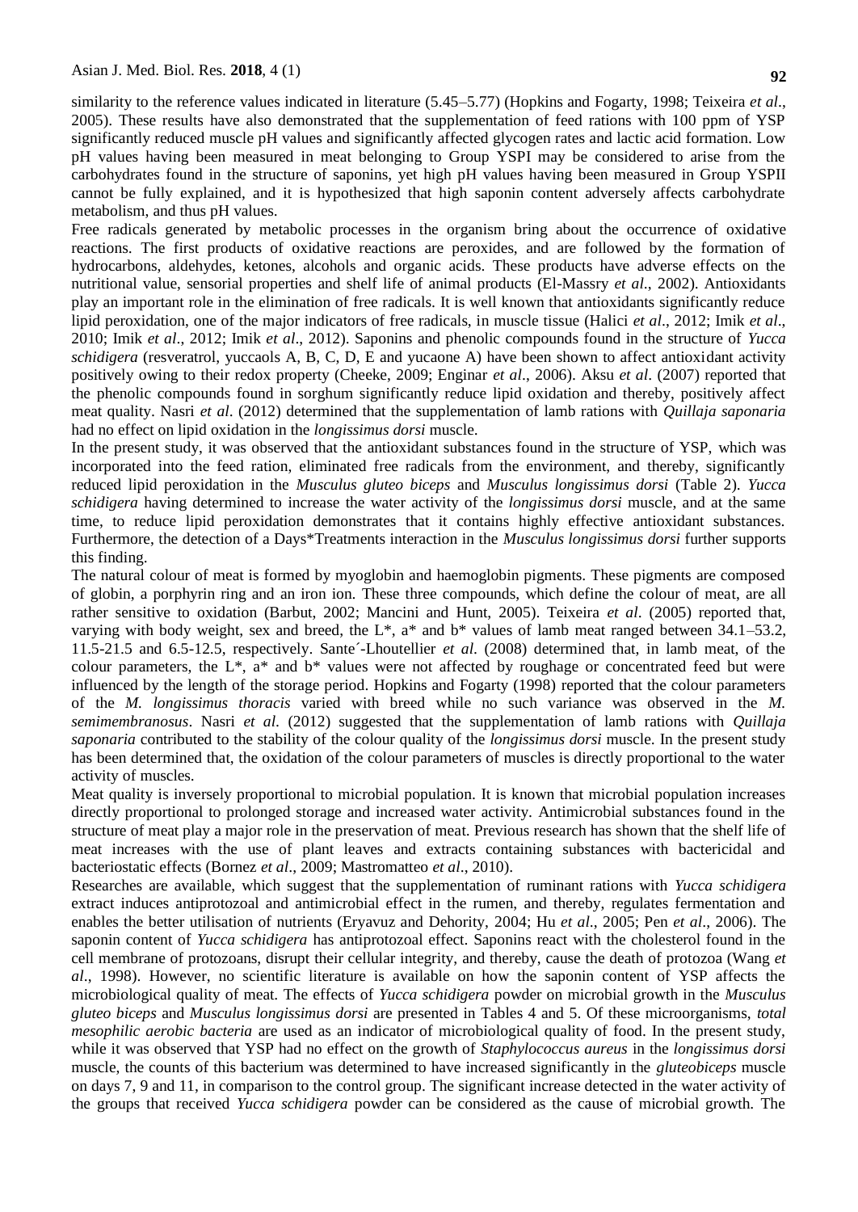similarity to the reference values indicated in literature (5.45–5.77) (Hopkins and Fogarty, 1998; Teixeira *et al*., 2005). These results have also demonstrated that the supplementation of feed rations with 100 ppm of YSP significantly reduced muscle pH values and significantly affected glycogen rates and lactic acid formation. Low pH values having been measured in meat belonging to Group YSPI may be considered to arise from the carbohydrates found in the structure of saponins, yet high pH values having been measured in Group YSPII cannot be fully explained, and it is hypothesized that high saponin content adversely affects carbohydrate metabolism, and thus pH values.

Free radicals generated by metabolic processes in the organism bring about the occurrence of oxidative reactions. The first products of oxidative reactions are peroxides, and are followed by the formation of hydrocarbons, aldehydes, ketones, alcohols and organic acids. These products have adverse effects on the nutritional value, sensorial properties and shelf life of animal products (El-Massry *et al*., 2002). Antioxidants play an important role in the elimination of free radicals. It is well known that antioxidants significantly reduce lipid peroxidation, one of the major indicators of free radicals, in muscle tissue (Halici *et al*., 2012; Imik *et al*., 2010; Imik *et al*., 2012; Imik *et al*., 2012). Saponins and phenolic compounds found in the structure of *Yucca schidigera* (resveratrol, yuccaols A, B, C, D, E and yucaone A) have been shown to affect antioxidant activity positively owing to their redox property (Cheeke, 2009; Enginar *et al*., 2006). Aksu *et al*. (2007) reported that the phenolic compounds found in sorghum significantly reduce lipid oxidation and thereby, positively affect meat quality. Nasri *et al*. (2012) determined that the supplementation of lamb rations with *Quillaja saponaria* had no effect on lipid oxidation in the *longissimus dorsi* muscle.

In the present study, it was observed that the antioxidant substances found in the structure of YSP, which was incorporated into the feed ration, eliminated free radicals from the environment, and thereby, significantly reduced lipid peroxidation in the *Musculus gluteo biceps* and *Musculus longissimus dorsi* (Table 2). *Yucca schidigera* having determined to increase the water activity of the *longissimus dorsi* muscle, and at the same time, to reduce lipid peroxidation demonstrates that it contains highly effective antioxidant substances. Furthermore, the detection of a Days*Treatments interaction in the *Musculus longissimus dorsi* further supports this finding.

The natural colour of meat is formed by myoglobin and haemoglobin pigments. These pigments are composed of globin, a porphyrin ring and an iron ion. These three compounds, which define the colour of meat, are all rather sensitive to oxidation (Barbut, 2002; Mancini and Hunt, 2005). Teixeira *et al*. (2005) reported that, varying with body weight, sex and breed, the L*, a* and b* values of lamb meat ranged between 34.1–53.2, 11.5-21.5 and 6.5-12.5, respectively. Sante´-Lhoutellier *et al*. (2008) determined that, in lamb meat, of the colour parameters, the L*, a* and b* values were not affected by roughage or concentrated feed but were influenced by the length of the storage period. Hopkins and Fogarty (1998) reported that the colour parameters of the *M. longissimus thoracis* varied with breed while no such variance was observed in the *M. semimembranosus*. Nasri *et al*. (2012) suggested that the supplementation of lamb rations with *Quillaja saponaria* contributed to the stability of the colour quality of the *longissimus dorsi* muscle. In the present study has been determined that, the oxidation of the colour parameters of muscles is directly proportional to the water activity of muscles.

Meat quality is inversely proportional to microbial population. It is known that microbial population increases directly proportional to prolonged storage and increased water activity. Antimicrobial substances found in the structure of meat play a major role in the preservation of meat. Previous research has shown that the shelf life of meat increases with the use of plant leaves and extracts containing substances with bactericidal and bacteriostatic effects (Bornez *et al*., 2009; Mastromatteo *et al*., 2010).

Researches are available, which suggest that the supplementation of ruminant rations with *Yucca schidigera* extract induces antiprotozoal and antimicrobial effect in the rumen, and thereby, regulates fermentation and enables the better utilisation of nutrients (Eryavuz and Dehority, 2004; Hu *et al*., 2005; Pen *et al*., 2006). The saponin content of *Yucca schidigera* has antiprotozoal effect. Saponins react with the cholesterol found in the cell membrane of protozoans, disrupt their cellular integrity, and thereby, cause the death of protozoa (Wang *et al*., 1998). However, no scientific literature is available on how the saponin content of YSP affects the microbiological quality of meat. The effects of *Yucca schidigera* powder on microbial growth in the *Musculus gluteo biceps* and *Musculus longissimus dorsi* are presented in Tables 4 and 5. Of these microorganisms, *total mesophilic aerobic bacteria* are used as an indicator of microbiological quality of food. In the present study, while it was observed that YSP had no effect on the growth of *Staphylococcus aureus* in the *longissimus dorsi* muscle, the counts of this bacterium was determined to have increased significantly in the *gluteobiceps* muscle on days 7, 9 and 11, in comparison to the control group. The significant increase detected in the water activity of the groups that received *Yucca schidigera* powder can be considered as the cause of microbial growth. The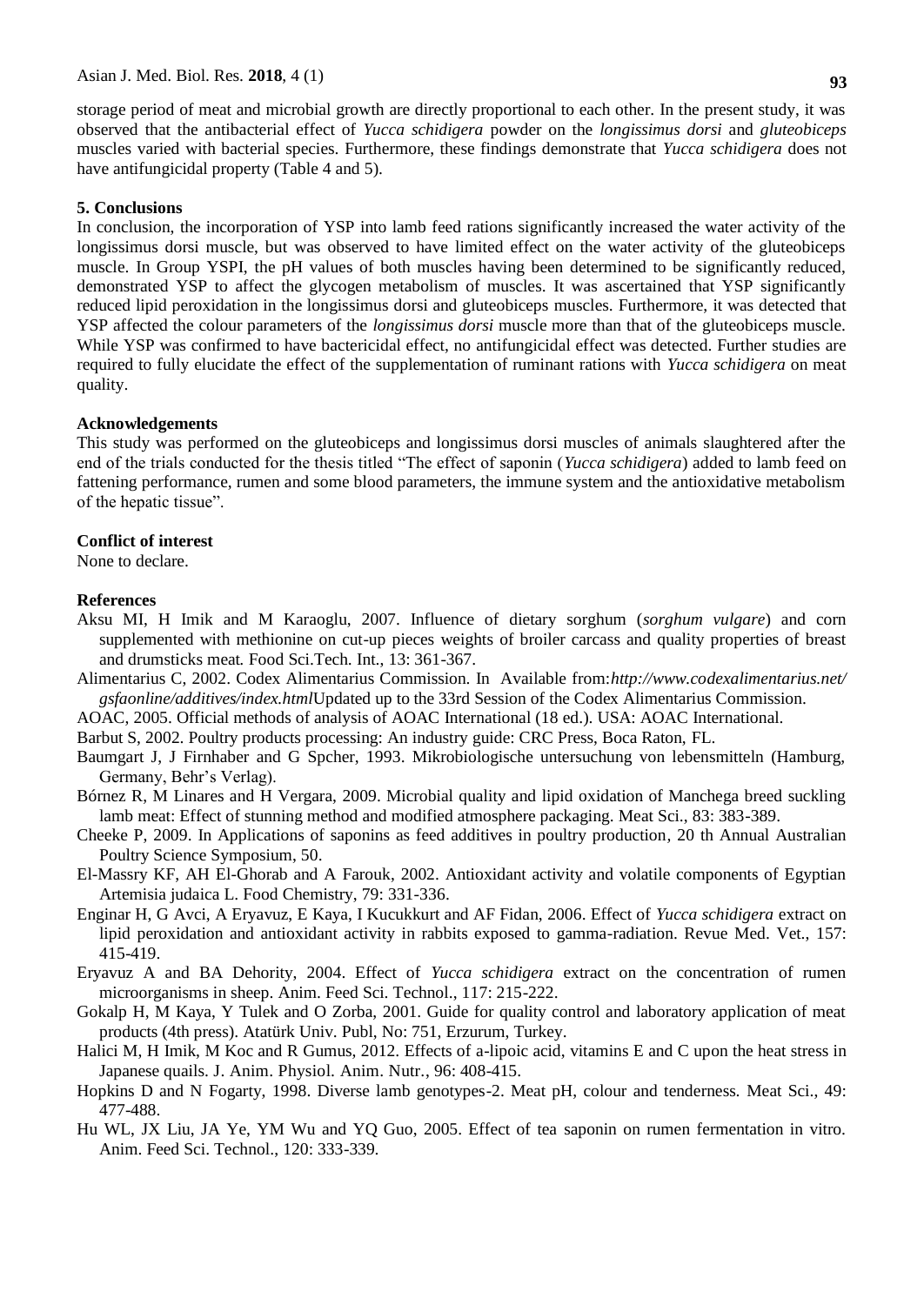storage period of meat and microbial growth are directly proportional to each other. In the present study, it was observed that the antibacterial effect of *Yucca schidigera* powder on the *longissimus dorsi* and *gluteobiceps* muscles varied with bacterial species. Furthermore, these findings demonstrate that *Yucca schidigera* does not have antifungicidal property (Table 4 and 5).

## 5. Conclusions

In conclusion, the incorporation of YSP into lamb feed rations significantly increased the water activity of the longissimus dorsi muscle, but was observed to have limited effect on the water activity of the gluteobiceps muscle. In Group YSPI, the pH values of both muscles having been determined to be significantly reduced, demonstrated YSP to affect the glycogen metabolism of muscles. It was ascertained that YSP significantly reduced lipid peroxidation in the longissimus dorsi and gluteobiceps muscles. Furthermore, it was detected that YSP affected the colour parameters of the *longissimus dorsi* muscle more than that of the gluteobiceps muscle. While YSP was confirmed to have bactericidal effect, no antifungicidal effect was detected. Further studies are required to fully elucidate the effect of the supplementation of ruminant rations with *Yucca schidigera* on meat quality.

## Acknowledgements

This study was performed on the gluteobiceps and longissimus dorsi muscles of animals slaughtered after the end of the trials conducted for the thesis titled "The effect of saponin (*Yucca schidigera*) added to lamb feed on fattening performance, rumen and some blood parameters, the immune system and the antioxidative metabolism of the hepatic tissue".

## Conflict of interest

None to declare.

## References

Aksu MI, H Imik and M Karaoglu, 2007. Influence of dietary sorghum (*sorghum vulgare*) and corn supplemented with methionine on cut-up pieces weights of broiler carcass and quality properties of breast and drumsticks meat. Food Sci.Tech. Int., 13: 361-367.

Alimentarius C, 2002. Codex Alimentarius Commission. In Available from:*http://www.codexalimentarius.net/gsfaonline/additives/index.html*Updated up to the 33rd Session of the Codex Alimentarius Commission.

AOAC, 2005. Official methods of analysis of AOAC International (18 ed.). USA: AOAC International.

Barbut S, 2002. Poultry products processing: An industry guide: CRC Press, Boca Raton, FL.

Baumgart J, J Firnhaber and G Spcher, 1993. Mikrobiologische untersuchung von lebensmitteln (Hamburg, Germany, Behr's Verlag).

Bórnez R, M Linares and H Vergara, 2009. Microbial quality and lipid oxidation of Manchega breed suckling lamb meat: Effect of stunning method and modified atmosphere packaging. Meat Sci., 83: 383-389.

Cheeke P, 2009. In Applications of saponins as feed additives in poultry production, 20 th Annual Australian Poultry Science Symposium, 50.

El-Massry KF, AH El-Ghorab and A Farouk, 2002. Antioxidant activity and volatile components of Egyptian Artemisia judaica L. Food Chemistry, 79: 331-336.

Enginar H, G Avci, A Eryavuz, E Kaya, I Kucukkurt and AF Fidan, 2006. Effect of *Yucca schidigera* extract on lipid peroxidation and antioxidant activity in rabbits exposed to gamma-radiation. Revue Med. Vet., 157: 415-419.

Eryavuz A and BA Dehority, 2004. Effect of *Yucca schidigera* extract on the concentration of rumen microorganisms in sheep. Anim. Feed Sci. Technol., 117: 215-222.

Gokalp H, M Kaya, Y Tulek and O Zorba, 2001. Guide for quality control and laboratory application of meat products (4th press). Atatürk Univ. Publ, No: 751, Erzurum, Turkey.

Halici M, H Imik, M Koc and R Gumus, 2012. Effects of a-lipoic acid, vitamins E and C upon the heat stress in Japanese quails. J. Anim. Physiol. Anim. Nutr., 96: 408-415.

Hopkins D and N Fogarty, 1998. Diverse lamb genotypes-2. Meat pH, colour and tenderness. Meat Sci., 49: 477-488.

Hu WL, JX Liu, JA Ye, YM Wu and YQ Guo, 2005. Effect of tea saponin on rumen fermentation in vitro. Anim. Feed Sci. Technol., 120: 333-339.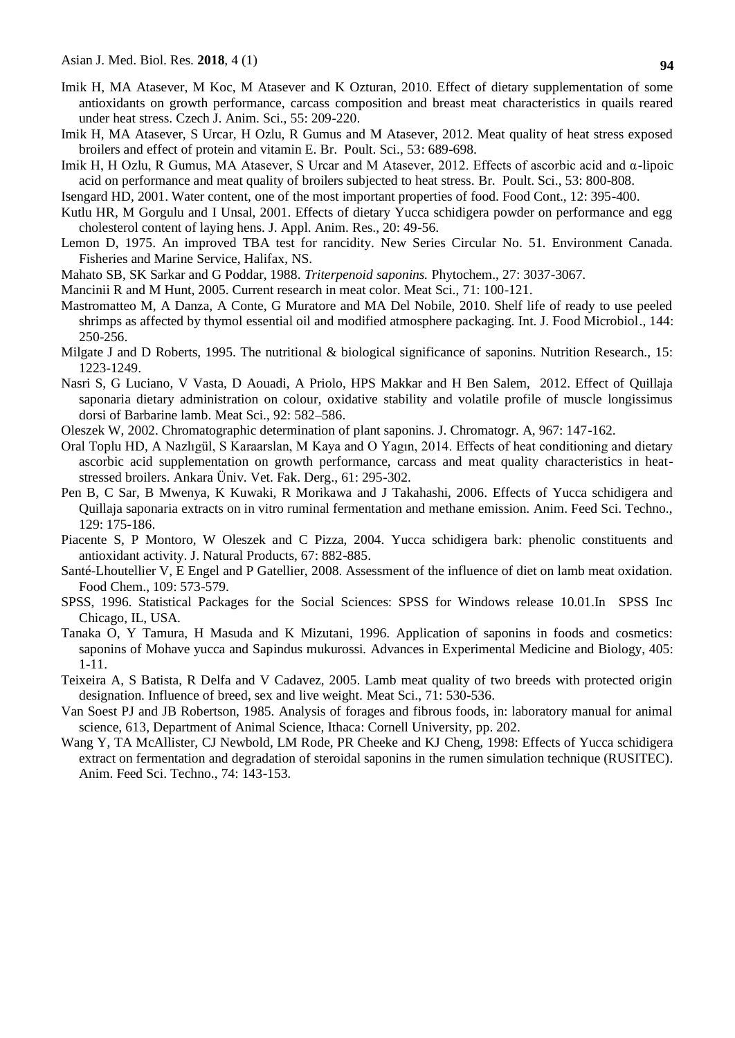Imik H, MA Atasever, M Koc, M Atasever and K Ozturan, 2010. Effect of dietary supplementation of some antioxidants on growth performance, carcass composition and breast meat characteristics in quails reared under heat stress. Czech J. Anim. Sci., 55: 209-220.

Imik H, MA Atasever, S Urcar, H Ozlu, R Gumus and M Atasever, 2012. Meat quality of heat stress exposed broilers and effect of protein and vitamin E. Br. Poult. Sci., 53: 689-698.

Imik H, H Ozlu, R Gumus, MA Atasever, S Urcar and M Atasever, 2012. Effects of ascorbic acid and α-lipoic acid on performance and meat quality of broilers subjected to heat stress. Br. Poult. Sci., 53: 800-808.

Isengard HD, 2001. Water content, one of the most important properties of food. Food Cont., 12: 395-400.

Kutlu HR, M Gorgulu and I Unsal, 2001. Effects of dietary Yucca schidigera powder on performance and egg cholesterol content of laying hens. J. Appl. Anim. Res., 20: 49-56.

Lemon D, 1975. An improved TBA test for rancidity. New Series Circular No. 51. Environment Canada. Fisheries and Marine Service, Halifax, NS.

Mahato SB, SK Sarkar and G Poddar, 1988. *Triterpenoid saponins.* Phytochem., 27: 3037-3067.

Mancinii R and M Hunt, 2005. Current research in meat color. Meat Sci., 71: 100-121.

Mastromatteo M, A Danza, A Conte, G Muratore and MA Del Nobile, 2010. Shelf life of ready to use peeled shrimps as affected by thymol essential oil and modified atmosphere packaging. Int. J. Food Microbiol., 144: 250-256.

Milgate J and D Roberts, 1995. The nutritional & biological significance of saponins. Nutrition Research., 15: 1223-1249.

Nasri S, G Luciano, V Vasta, D Aouadi, A Priolo, HPS Makkar and H Ben Salem, 2012. Effect of Quillaja saponaria dietary administration on colour, oxidative stability and volatile profile of muscle longissimus dorsi of Barbarine lamb. Meat Sci., 92: 582–586.

Oleszek W, 2002. Chromatographic determination of plant saponins. J. Chromatogr. A, 967: 147-162.

Oral Toplu HD, A Nazlıgül, S Karaarslan, M Kaya and O Yagın, 2014. Effects of heat conditioning and dietary ascorbic acid supplementation on growth performance, carcass and meat quality characteristics in heat-stressed broilers. Ankara Üniv. Vet. Fak. Derg., 61: 295-302.

Pen B, C Sar, B Mwenya, K Kuwaki, R Morikawa and J Takahashi, 2006. Effects of Yucca schidigera and Quillaja saponaria extracts on in vitro ruminal fermentation and methane emission. Anim. Feed Sci. Techno., 129: 175-186.

Piacente S, P Montoro, W Oleszek and C Pizza, 2004. Yucca schidigera bark: phenolic constituents and antioxidant activity. J. Natural Products, 67: 882-885.

Santé-Lhoutellier V, E Engel and P Gatellier, 2008. Assessment of the influence of diet on lamb meat oxidation. Food Chem., 109: 573-579.

SPSS, 1996. Statistical Packages for the Social Sciences: SPSS for Windows release 10.01.In SPSS Inc Chicago, IL, USA.

Tanaka O, Y Tamura, H Masuda and K Mizutani, 1996. Application of saponins in foods and cosmetics: saponins of Mohave yucca and Sapindus mukurossi. Advances in Experimental Medicine and Biology, 405: 1-11.

Teixeira A, S Batista, R Delfa and V Cadavez, 2005. Lamb meat quality of two breeds with protected origin designation. Influence of breed, sex and live weight. Meat Sci., 71: 530-536.

Van Soest PJ and JB Robertson, 1985. Analysis of forages and fibrous foods, in: laboratory manual for animal science, 613, Department of Animal Science, Ithaca: Cornell University, pp. 202.

Wang Y, TA McAllister, CJ Newbold, LM Rode, PR Cheeke and KJ Cheng, 1998: Effects of Yucca schidigera extract on fermentation and degradation of steroidal saponins in the rumen simulation technique (RUSITEC). Anim. Feed Sci. Techno., 74: 143-153.